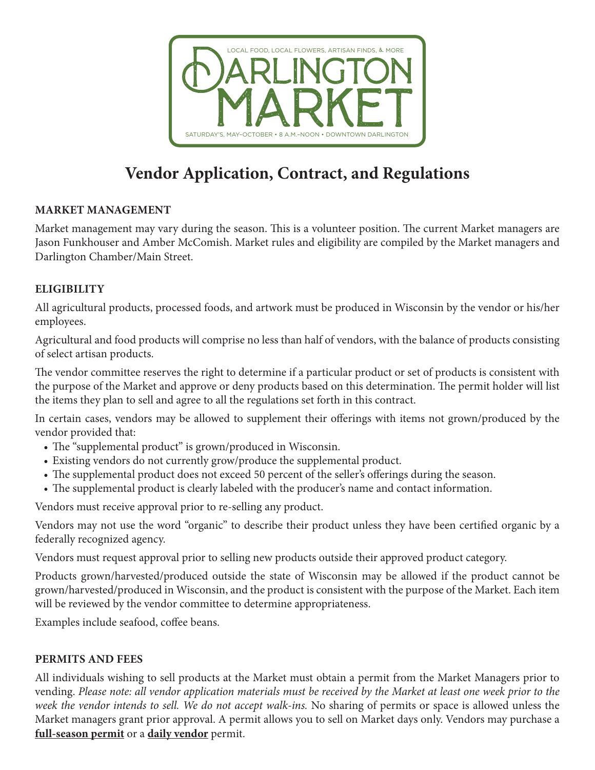LOCAL FOOD, LOCAL FLOWERS, ARTISAN FINDS, & MORE

# DARLINGTON MARKET

SATURDAY'S, MAY–OCTOBER • 8 A.M.–NOON • DOWNTOWN DARLINGTON

# Vendor Application, Contract, and Regulations

## MARKET MANAGEMENT

Market management may vary during the season. This is a volunteer position. The current Market managers are Jason Funkhouser and Amber McComish. Market rules and eligibility are compiled by the Market managers and Darlington Chamber/Main Street.

## ELIGIBILITY

All agricultural products, processed foods, and artwork must be produced in Wisconsin by the vendor or his/her employees.

Agricultural and food products will comprise no less than half of vendors, with the balance of products consisting of select artisan products.

The vendor committee reserves the right to determine if a particular product or set of products is consistent with the purpose of the Market and approve or deny products based on this determination. The permit holder will list the items they plan to sell and agree to all the regulations set forth in this contract.

In certain cases, vendors may be allowed to supplement their offerings with items not grown/produced by the vendor provided that:

- The "supplemental product" is grown/produced in Wisconsin.
- Existing vendors do not currently grow/produce the supplemental product.
- The supplemental product does not exceed 50 percent of the seller's offerings during the season.
- The supplemental product is clearly labeled with the producer's name and contact information.

Vendors must receive approval prior to re-selling any product.

Vendors may not use the word "organic" to describe their product unless they have been certified organic by a federally recognized agency.

Vendors must request approval prior to selling new products outside their approved product category.

Products grown/harvested/produced outside the state of Wisconsin may be allowed if the product cannot be grown/harvested/produced in Wisconsin, and the product is consistent with the purpose of the Market. Each item will be reviewed by the vendor committee to determine appropriateness.

Examples include seafood, coffee beans.

## PERMITS AND FEES

All individuals wishing to sell products at the Market must obtain a permit from the Market Managers prior to vending. *Please note: all vendor application materials must be received by the Market at least one week prior to the week the vendor intends to sell. We do not accept walk-ins.* No sharing of permits or space is allowed unless the Market managers grant prior approval. A permit allows you to sell on Market days only. Vendors may purchase a **full-season permit** or a **daily vendor** permit.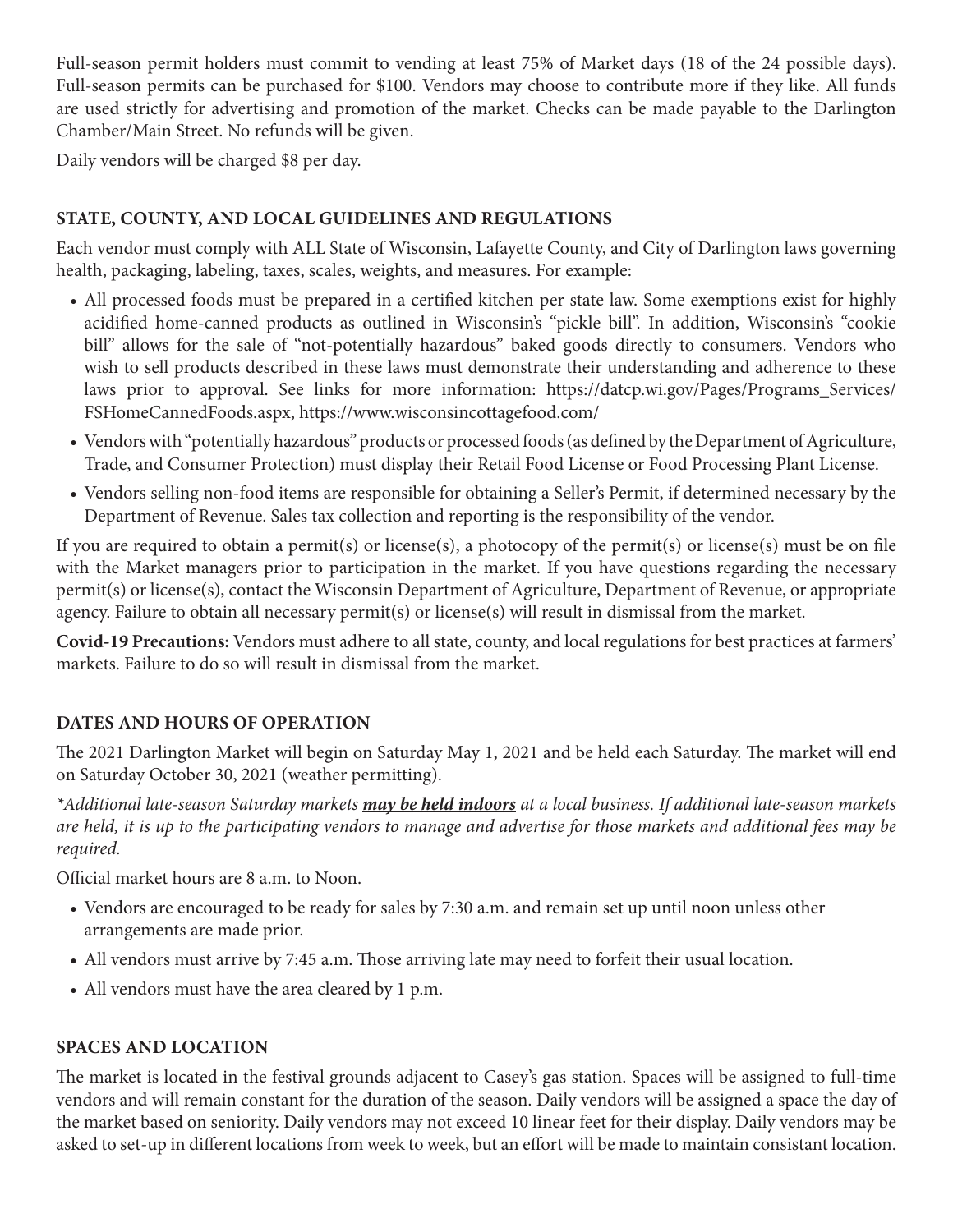Full-season permit holders must commit to vending at least 75% of Market days (18 of the 24 possible days). Full-season permits can be purchased for $100. Vendors may choose to contribute more if they like. All funds are used strictly for advertising and promotion of the market. Checks can be made payable to the Darlington Chamber/Main Street. No refunds will be given.

Daily vendors will be charged $8 per day.

### STATE, COUNTY, AND LOCAL GUIDELINES AND REGULATIONS

Each vendor must comply with ALL State of Wisconsin, Lafayette County, and City of Darlington laws governing health, packaging, labeling, taxes, scales, weights, and measures. For example:

- All processed foods must be prepared in a certified kitchen per state law. Some exemptions exist for highly acidified home-canned products as outlined in Wisconsin's "pickle bill". In addition, Wisconsin's "cookie bill" allows for the sale of "not-potentially hazardous" baked goods directly to consumers. Vendors who wish to sell products described in these laws must demonstrate their understanding and adherence to these laws prior to approval. See links for more information: https://datcp.wi.gov/Pages/Programs_Services/FSHomeCannedFoods.aspx, https://www.wisconsincottagefood.com/
- Vendors with "potentially hazardous" products or processed foods (as defined by the Department of Agriculture, Trade, and Consumer Protection) must display their Retail Food License or Food Processing Plant License.
- Vendors selling non-food items are responsible for obtaining a Seller's Permit, if determined necessary by the Department of Revenue. Sales tax collection and reporting is the responsibility of the vendor.

If you are required to obtain a permit(s) or license(s), a photocopy of the permit(s) or license(s) must be on file with the Market managers prior to participation in the market. If you have questions regarding the necessary permit(s) or license(s), contact the Wisconsin Department of Agriculture, Department of Revenue, or appropriate agency. Failure to obtain all necessary permit(s) or license(s) will result in dismissal from the market.

**Covid-19 Precautions:** Vendors must adhere to all state, county, and local regulations for best practices at farmers' markets. Failure to do so will result in dismissal from the market.

### DATES AND HOURS OF OPERATION

The 2021 Darlington Market will begin on Saturday May 1, 2021 and be held each Saturday. The market will end on Saturday October 30, 2021 (weather permitting).

*\*Additional late-season Saturday markets **may be held indoors** at a local business. If additional late-season markets are held, it is up to the participating vendors to manage and advertise for those markets and additional fees may be required.*

Official market hours are 8 a.m. to Noon.

- Vendors are encouraged to be ready for sales by 7:30 a.m. and remain set up until noon unless other arrangements are made prior.
- All vendors must arrive by 7:45 a.m. Those arriving late may need to forfeit their usual location.
- All vendors must have the area cleared by 1 p.m.

### SPACES AND LOCATION

The market is located in the festival grounds adjacent to Casey's gas station. Spaces will be assigned to full-time vendors and will remain constant for the duration of the season. Daily vendors will be assigned a space the day of the market based on seniority. Daily vendors may not exceed 10 linear feet for their display. Daily vendors may be asked to set-up in different locations from week to week, but an effort will be made to maintain consistant location.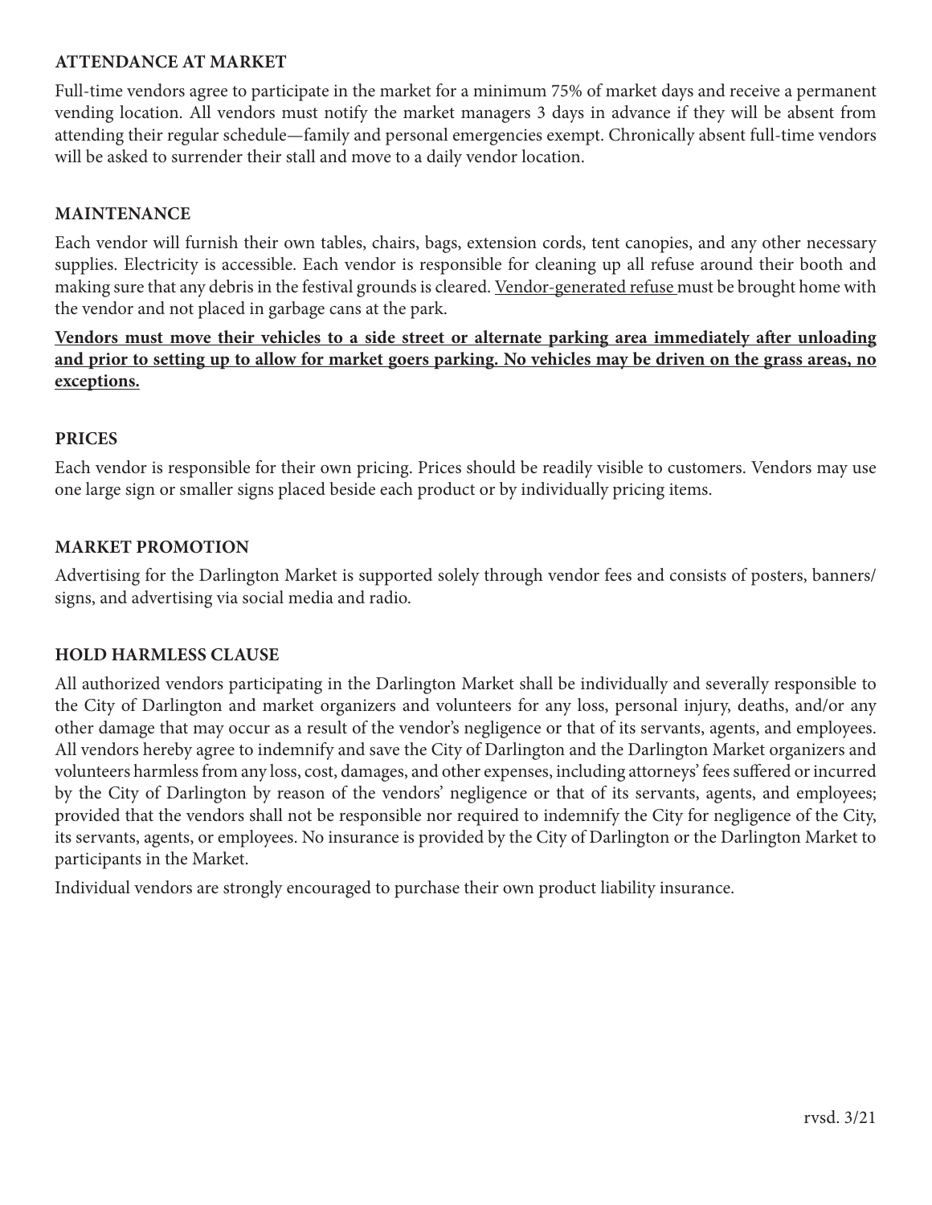## ATTENDANCE AT MARKET

Full-time vendors agree to participate in the market for a minimum 75% of market days and receive a permanent vending location. All vendors must notify the market managers 3 days in advance if they will be absent from attending their regular schedule—family and personal emergencies exempt. Chronically absent full-time vendors will be asked to surrender their stall and move to a daily vendor location.

## MAINTENANCE

Each vendor will furnish their own tables, chairs, bags, extension cords, tent canopies, and any other necessary supplies. Electricity is accessible. Each vendor is responsible for cleaning up all refuse around their booth and making sure that any debris in the festival grounds is cleared. <u>Vendor-generated refuse</u> must be brought home with the vendor and not placed in garbage cans at the park.

**<u>Vendors must move their vehicles to a side street or alternate parking area immediately after unloading and prior to setting up to allow for market goers parking. No vehicles may be driven on the grass areas, no exceptions.</u>**

## PRICES

Each vendor is responsible for their own pricing. Prices should be readily visible to customers. Vendors may use one large sign or smaller signs placed beside each product or by individually pricing items.

## MARKET PROMOTION

Advertising for the Darlington Market is supported solely through vendor fees and consists of posters, banners/signs, and advertising via social media and radio.

## HOLD HARMLESS CLAUSE

All authorized vendors participating in the Darlington Market shall be individually and severally responsible to the City of Darlington and market organizers and volunteers for any loss, personal injury, deaths, and/or any other damage that may occur as a result of the vendor's negligence or that of its servants, agents, and employees. All vendors hereby agree to indemnify and save the City of Darlington and the Darlington Market organizers and volunteers harmless from any loss, cost, damages, and other expenses, including attorneys' fees suffered or incurred by the City of Darlington by reason of the vendors' negligence or that of its servants, agents, and employees; provided that the vendors shall not be responsible nor required to indemnify the City for negligence of the City, its servants, agents, or employees. No insurance is provided by the City of Darlington or the Darlington Market to participants in the Market.

Individual vendors are strongly encouraged to purchase their own product liability insurance.

rvsd. 3/21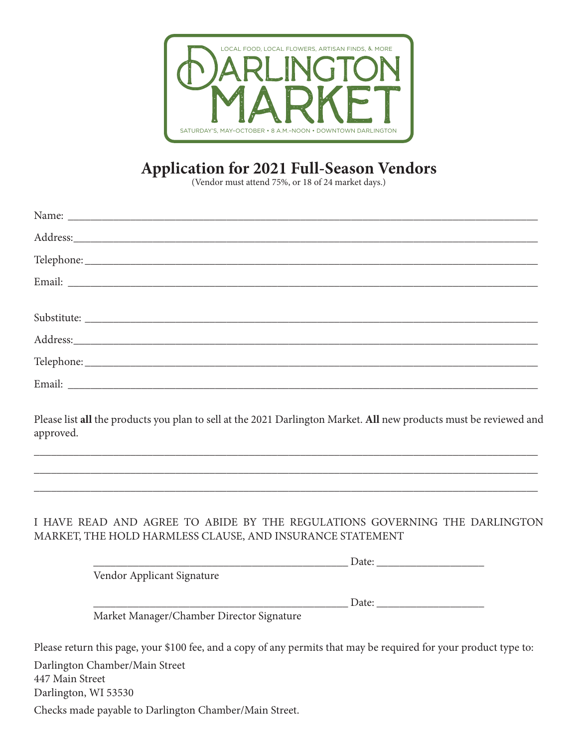LOCAL FOOD, LOCAL FLOWERS, ARTISAN FINDS, & MORE

DARLINGTON MARKET

SATURDAY'S, MAY–OCTOBER • 8 A.M.–NOON • DOWNTOWN DARLINGTON

# Application for 2021 Full-Season Vendors

(Vendor must attend 75%, or 18 of 24 market days.)

Name: ____________________________________________________________________________

Address:__________________________________________________________________________

Telephone:________________________________________________________________________

Email: ____________________________________________________________________________

Substitute: ________________________________________________________________________

Address:__________________________________________________________________________

Telephone:________________________________________________________________________

Email: ____________________________________________________________________________

Please list **all** the products you plan to sell at the 2021 Darlington Market. **All** new products must be reviewed and approved.

__________________________________________________________________________________

__________________________________________________________________________________

__________________________________________________________________________________

I HAVE READ AND AGREE TO ABIDE BY THE REGULATIONS GOVERNING THE DARLINGTON MARKET, THE HOLD HARMLESS CLAUSE, AND INSURANCE STATEMENT

_____________________________________________ Date: __________________

Vendor Applicant Signature

_____________________________________________ Date: __________________

Market Manager/Chamber Director Signature

Please return this page, your $100 fee, and a copy of any permits that may be required for your product type to:

Darlington Chamber/Main Street
447 Main Street
Darlington, WI 53530

Checks made payable to Darlington Chamber/Main Street.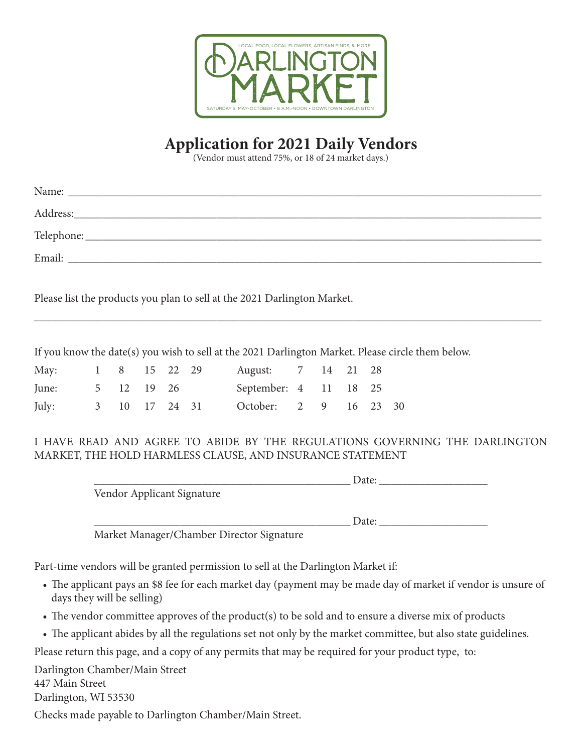LOCAL FOOD, LOCAL FLOWERS, ARTISAN FINDS, & MORE

DARLINGTON MARKET

SATURDAY'S, MAY–OCTOBER • 8 A.M.–NOON • DOWNTOWN DARLINGTON

# Application for 2021 Daily Vendors

(Vendor must attend 75%, or 18 of 24 market days.)

Name: ___________________________________________________________________________

Address:_________________________________________________________________________

Telephone:_______________________________________________________________________

Email: ___________________________________________________________________________

Please list the products you plan to sell at the 2021 Darlington Market.

_________________________________________________________________________________

If you know the date(s) you wish to sell at the 2021 Darlington Market. Please circle them below.

| | | | | | | | | | | | |
|---|---|---|---|---|---|---|---|---|---|---|---|
| May: | 1 | 8 | 15 | 22 | 29 | August: | 7 | 14 | 21 | 28 | |
| June: | 5 | 12 | 19 | 26 | | September: | 4 | 11 | 18 | 25 | |
| July: | 3 | 10 | 17 | 24 | 31 | October: | 2 | 9 | 16 | 23 | 30 |

I HAVE READ AND AGREE TO ABIDE BY THE REGULATIONS GOVERNING THE DARLINGTON MARKET, THE HOLD HARMLESS CLAUSE, AND INSURANCE STATEMENT

_____________________________________________ Date: __________________

Vendor Applicant Signature

_____________________________________________ Date: __________________

Market Manager/Chamber Director Signature

Part-time vendors will be granted permission to sell at the Darlington Market if:

- The applicant pays an $8 fee for each market day (payment may be made day of market if vendor is unsure of days they will be selling)
- The vendor committee approves of the product(s) to be sold and to ensure a diverse mix of products
- The applicant abides by all the regulations set not only by the market committee, but also state guidelines.

Please return this page, and a copy of any permits that may be required for your product type, to:

Darlington Chamber/Main Street
447 Main Street
Darlington, WI 53530

Checks made payable to Darlington Chamber/Main Street.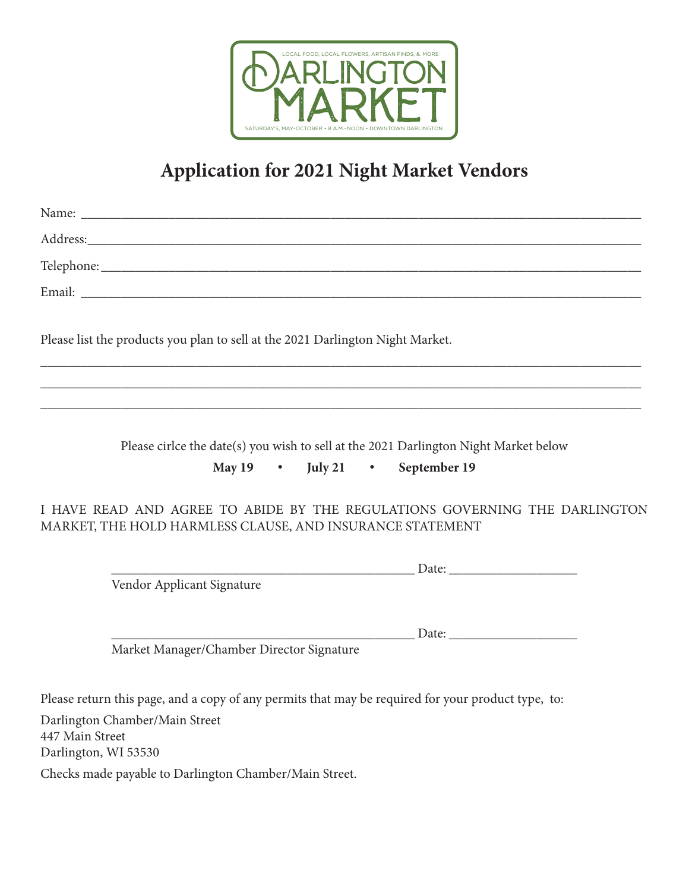LOCAL FOOD, LOCAL FLOWERS, ARTISAN FINDS, & MORE

DARLINGTON MARKET

SATURDAY'S, MAY–OCTOBER • 8 A.M.–NOON • DOWNTOWN DARLINGTON

# Application for 2021 Night Market Vendors

Name: ____________________________________________

Address: ____________________________________________

Telephone: ____________________________________________

Email: ____________________________________________

Please list the products you plan to sell at the 2021 Darlington Night Market.

____________________________________________

____________________________________________

____________________________________________

Please cirlce the date(s) you wish to sell at the 2021 Darlington Night Market below

**May 19** • **July 21** • **September 19**

I HAVE READ AND AGREE TO ABIDE BY THE REGULATIONS GOVERNING THE DARLINGTON MARKET, THE HOLD HARMLESS CLAUSE, AND INSURANCE STATEMENT

______________________________ Date: ______________

Vendor Applicant Signature

______________________________ Date: ______________

Market Manager/Chamber Director Signature

Please return this page, and a copy of any permits that may be required for your product type, to:

Darlington Chamber/Main Street
447 Main Street
Darlington, WI 53530

Checks made payable to Darlington Chamber/Main Street.